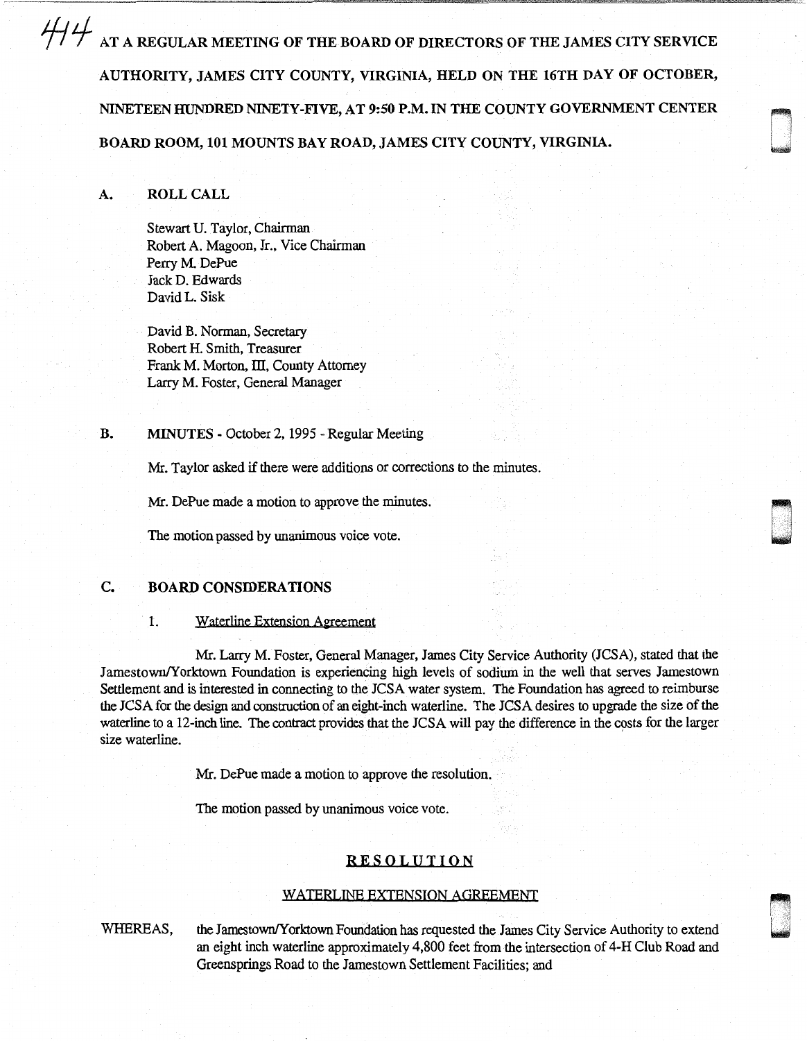414 AT A REGULAR MEETING OF THE BOARD OF DIRECTORS OF THE JAMES CITY SERVICE AUTHORITY, JAMES CITY COUNTY, VIRGINIA, HELD ON THE 16TH DAY OF OCTOBER, NINETEEN HUNDRED NINETY-FIVE, AT 9:50 P.M. IN THE COUNTY GOVERNMENT CENTER BOARD ROOM, 101 MOUNTS BAY ROAD, JAMES CITY COUNTY, VIRGINIA.

## A. ROLL CALL

Stewart U. Taylor, Chairman
Robert A. Magoon, Jr., Vice Chairman
Perry M. DePue
Jack D. Edwards
David L. Sisk

David B. Norman, Secretary
Robert H. Smith, Treasurer
Frank M. Morton, III, County Attorney
Larry M. Foster, General Manager

## B. MINUTES - October 2, 1995 - Regular Meeting

Mr. Taylor asked if there were additions or corrections to the minutes.

Mr. DePue made a motion to approve the minutes.

The motion passed by unanimous voice vote.

## C. BOARD CONSIDERATIONS

### 1. Waterline Extension Agreement

Mr. Larry M. Foster, General Manager, James City Service Authority (JCSA), stated that the Jamestown/Yorktown Foundation is experiencing high levels of sodium in the well that serves Jamestown Settlement and is interested in connecting to the JCSA water system. The Foundation has agreed to reimburse the JCSA for the design and construction of an eight-inch waterline. The JCSA desires to upgrade the size of the waterline to a 12-inch line. The contract provides that the JCSA will pay the difference in the costs for the larger size waterline.

Mr. DePue made a motion to approve the resolution.

The motion passed by unanimous voice vote.

## RESOLUTION

### WATERLINE EXTENSION AGREEMENT

WHEREAS, the Jamestown/Yorktown Foundation has requested the James City Service Authority to extend an eight inch waterline approximately 4,800 feet from the intersection of 4-H Club Road and Greensprings Road to the Jamestown Settlement Facilities; and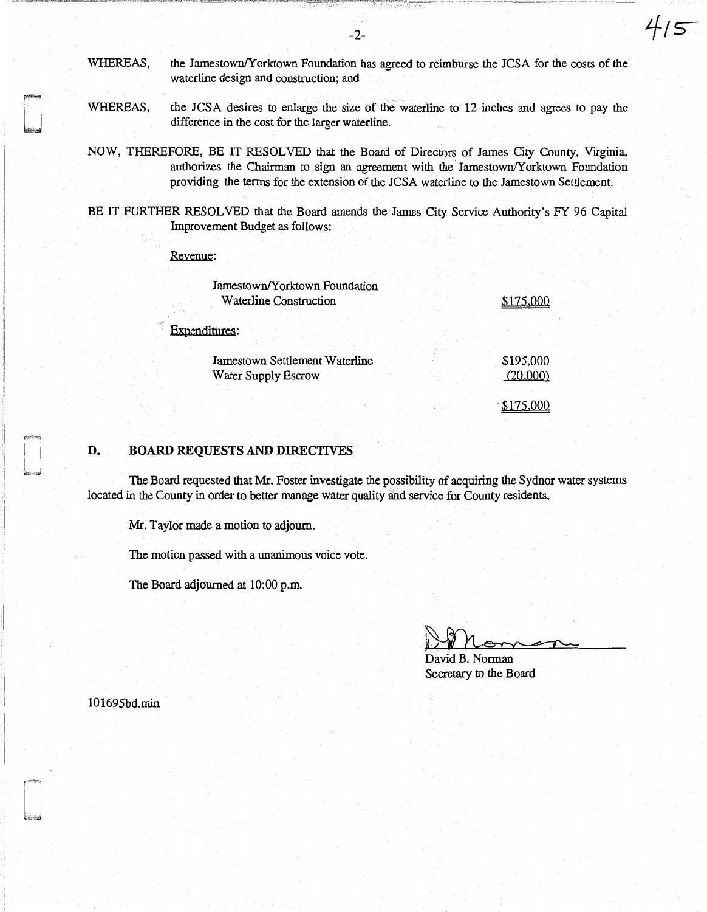WHEREAS, the Jamestown/Yorktown Foundation has agreed to reimburse the JCSA for the costs of the waterline design and construction; and

WHEREAS, the JCSA desires to enlarge the size of the waterline to 12 inches and agrees to pay the difference in the cost for the larger waterline.

NOW, THEREFORE, BE IT RESOLVED that the Board of Directors of James City County, Virginia, authorizes the Chairman to sign an agreement with the Jamestown/Yorktown Foundation providing the terms for the extension of the JCSA waterline to the Jamestown Settlement.

BE IT FURTHER RESOLVED that the Board amends the James City Service Authority's FY 96 Capital Improvement Budget as follows:

Revenue:

| | |
|---|---|
| Jamestown/Yorktown Foundation Waterline Construction | $175,000 |

Expenditures:

| | |
|---|---|
| Jamestown Settlement Waterline | $195,000 |
| Water Supply Escrow | (20,000) |
| | $175,000 |

## D. BOARD REQUESTS AND DIRECTIVES

The Board requested that Mr. Foster investigate the possibility of acquiring the Sydnor water systems located in the County in order to better manage water quality and service for County residents.

Mr. Taylor made a motion to adjourn.

The motion passed with a unanimous voice vote.

The Board adjourned at 10:00 p.m.

David B. Norman
Secretary to the Board

101695bd.min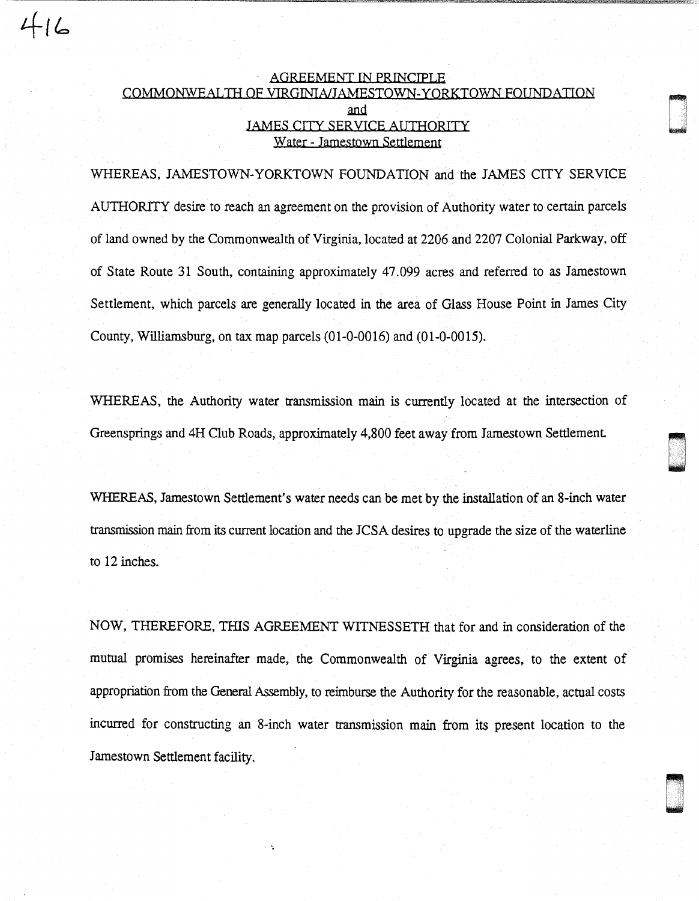416

## AGREEMENT IN PRINCIPLE
## COMMONWEALTH OF VIRGINIA/JAMESTOWN-YORKTOWN FOUNDATION
## and
## JAMES CITY SERVICE AUTHORITY
### Water - Jamestown Settlement

WHEREAS, JAMESTOWN-YORKTOWN FOUNDATION and the JAMES CITY SERVICE AUTHORITY desire to reach an agreement on the provision of Authority water to certain parcels of land owned by the Commonwealth of Virginia, located at 2206 and 2207 Colonial Parkway, off of State Route 31 South, containing approximately 47.099 acres and referred to as Jamestown Settlement, which parcels are generally located in the area of Glass House Point in James City County, Williamsburg, on tax map parcels (01-0-0016) and (01-0-0015).

WHEREAS, the Authority water transmission main is currently located at the intersection of Greensprings and 4H Club Roads, approximately 4,800 feet away from Jamestown Settlement.

WHEREAS, Jamestown Settlement's water needs can be met by the installation of an 8-inch water transmission main from its current location and the JCSA desires to upgrade the size of the waterline to 12 inches.

NOW, THEREFORE, THIS AGREEMENT WITNESSETH that for and in consideration of the mutual promises hereinafter made, the Commonwealth of Virginia agrees, to the extent of appropriation from the General Assembly, to reimburse the Authority for the reasonable, actual costs incurred for constructing an 8-inch water transmission main from its present location to the Jamestown Settlement facility.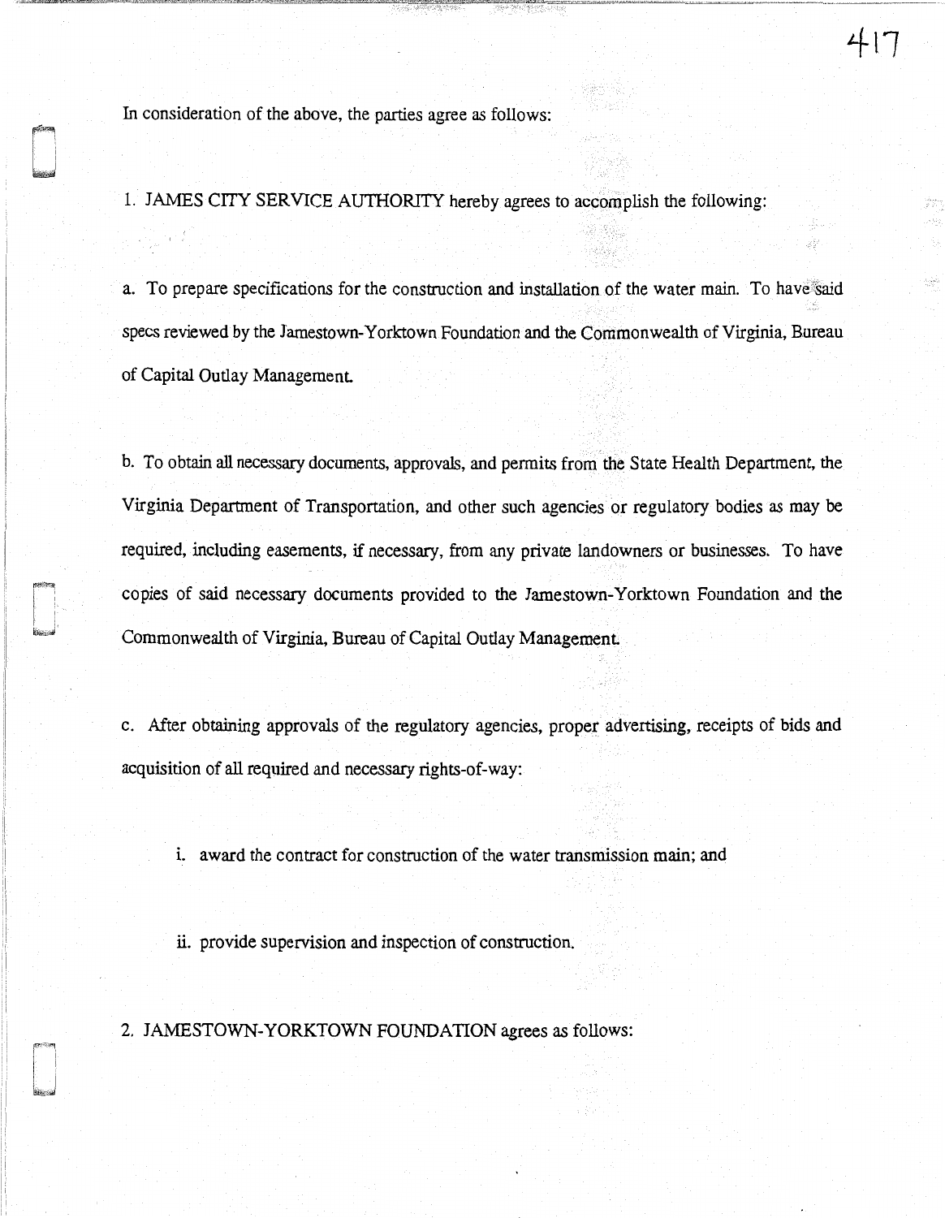In consideration of the above, the parties agree as follows:

1. JAMES CITY SERVICE AUTHORITY hereby agrees to accomplish the following:

a. To prepare specifications for the construction and installation of the water main. To have said specs reviewed by the Jamestown-Yorktown Foundation and the Commonwealth of Virginia, Bureau of Capital Outlay Management.

b. To obtain all necessary documents, approvals, and permits from the State Health Department, the Virginia Department of Transportation, and other such agencies or regulatory bodies as may be required, including easements, if necessary, from any private landowners or businesses. To have copies of said necessary documents provided to the Jamestown-Yorktown Foundation and the Commonwealth of Virginia, Bureau of Capital Outlay Management.

c. After obtaining approvals of the regulatory agencies, proper advertising, receipts of bids and acquisition of all required and necessary rights-of-way:

i. award the contract for construction of the water transmission main; and

ii. provide supervision and inspection of construction.

2. JAMESTOWN-YORKTOWN FOUNDATION agrees as follows: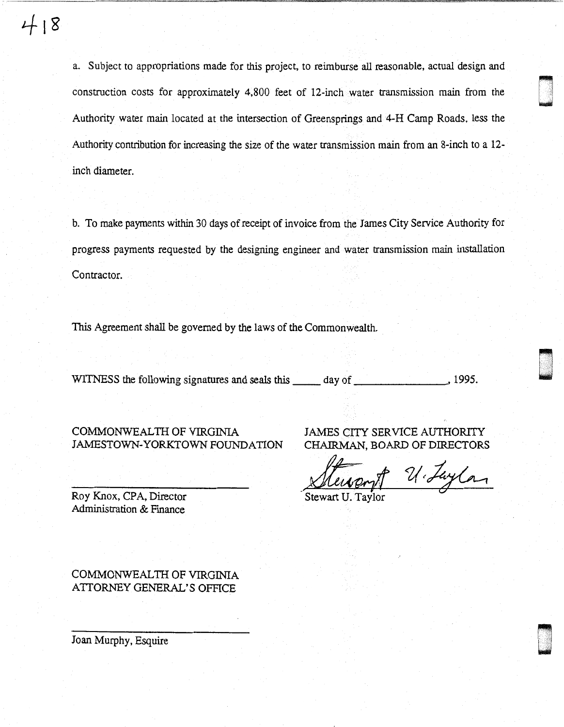a. Subject to appropriations made for this project, to reimburse all reasonable, actual design and construction costs for approximately 4,800 feet of 12-inch water transmission main from the Authority water main located at the intersection of Greensprings and 4-H Camp Roads, less the Authority contribution for increasing the size of the water transmission main from an 8-inch to a 12-inch diameter.

b. To make payments within 30 days of receipt of invoice from the James City Service Authority for progress payments requested by the designing engineer and water transmission main installation Contractor.

This Agreement shall be governed by the laws of the Commonwealth.

WITNESS the following signatures and seals this _____ day of ________________, 1995.

COMMONWEALTH OF VIRGINIA
JAMESTOWN-YORKTOWN FOUNDATION

______________________________
Roy Knox, CPA, Director
Administration & Finance

JAMES CITY SERVICE AUTHORITY
CHAIRMAN, BOARD OF DIRECTORS

Stewart U. Taylor
______________________________
Stewart U. Taylor

COMMONWEALTH OF VIRGINIA
ATTORNEY GENERAL'S OFFICE

______________________________
Joan Murphy, Esquire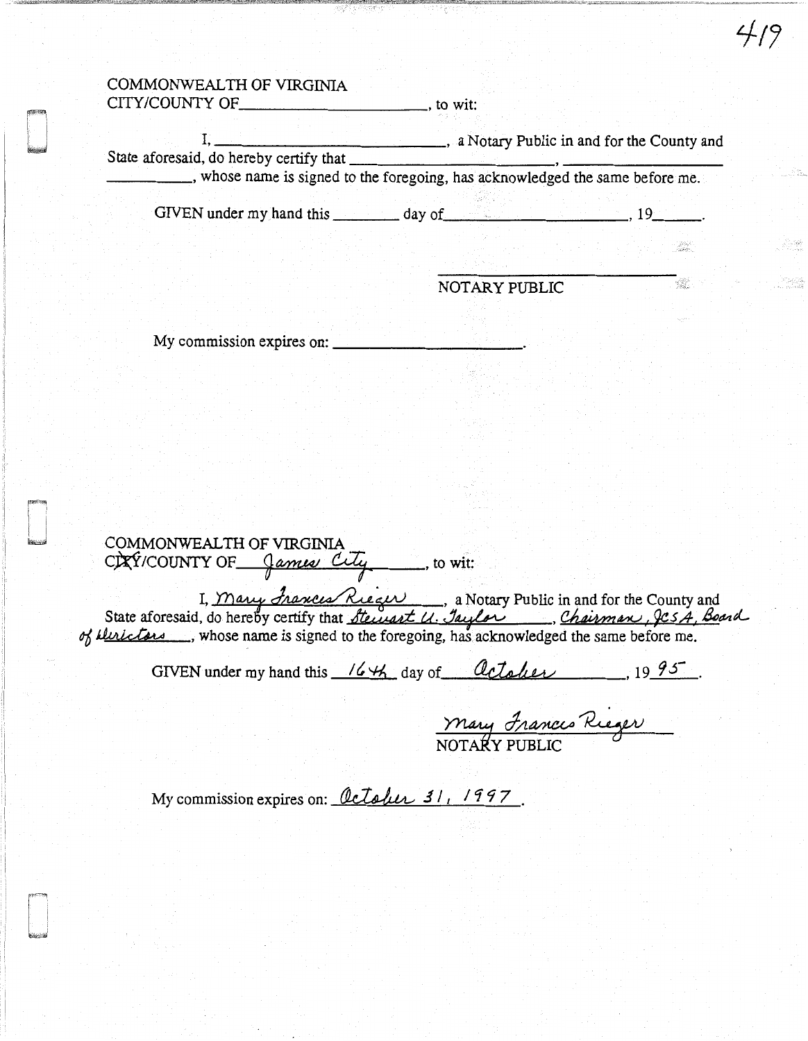COMMONWEALTH OF VIRGINIA
CITY/COUNTY OF________________________, to wit:

I, ______________________________, a Notary Public in and for the County and State aforesaid, do hereby certify that ______________________, ______________________, whose name is signed to the foregoing, has acknowledged the same before me.

GIVEN under my hand this ________ day of______________________, 19______.

______________________________
NOTARY PUBLIC

My commission expires on: ______________________.

COMMONWEALTH OF VIRGINIA
~~CITY~~/COUNTY OF James City, to wit:

I, Mary Frances Rieger, a Notary Public in and for the County and State aforesaid, do hereby certify that Stewart U. Taylor, Chairman, JCSA, Board of Directors, whose name is signed to the foregoing, has acknowledged the same before me.

GIVEN under my hand this 16th day of October, 19 95.

Mary Frances Rieger
NOTARY PUBLIC

My commission expires on: October 31, 1997.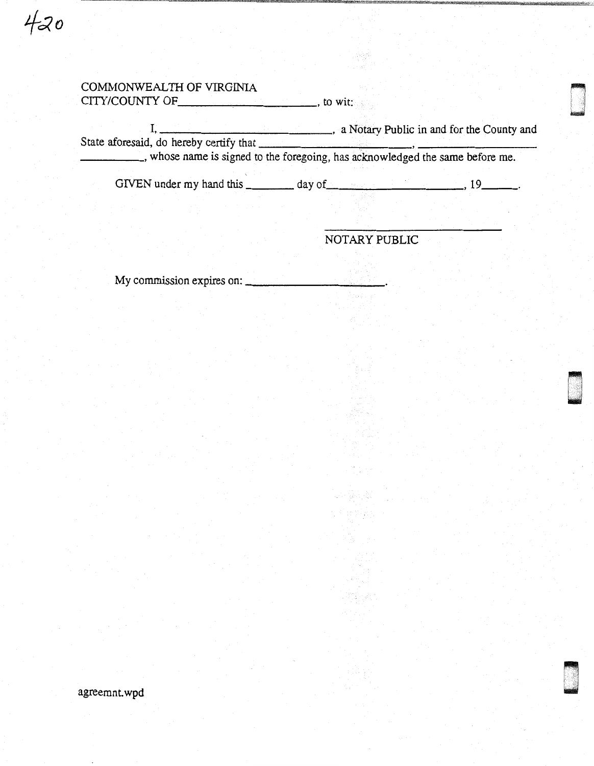420

COMMONWEALTH OF VIRGINIA
CITY/COUNTY OF\_\_\_\_\_\_\_\_\_\_\_\_\_\_\_\_\_\_\_\_\_\_, to wit:

I, \_\_\_\_\_\_\_\_\_\_\_\_\_\_\_\_\_\_\_\_\_\_\_\_\_\_\_\_, a Notary Public in and for the County and State aforesaid, do hereby certify that \_\_\_\_\_\_\_\_\_\_\_\_\_\_\_\_\_\_\_\_\_\_\_, \_\_\_\_\_\_\_\_\_\_\_\_\_\_\_\_\_\_\_\_ \_\_\_\_\_\_\_\_\_\_, whose name is signed to the foregoing, has acknowledged the same before me.

GIVEN under my hand this \_\_\_\_\_\_\_ day of\_\_\_\_\_\_\_\_\_\_\_\_\_\_\_\_\_\_\_\_\_\_, 19\_\_\_\_\_.

\_\_\_\_\_\_\_\_\_\_\_\_\_\_\_\_\_\_\_\_\_\_\_\_\_\_\_\_\_\_
NOTARY PUBLIC

My commission expires on: \_\_\_\_\_\_\_\_\_\_\_\_\_\_\_\_\_\_\_\_\_\_\_.

agreemnt.wpd